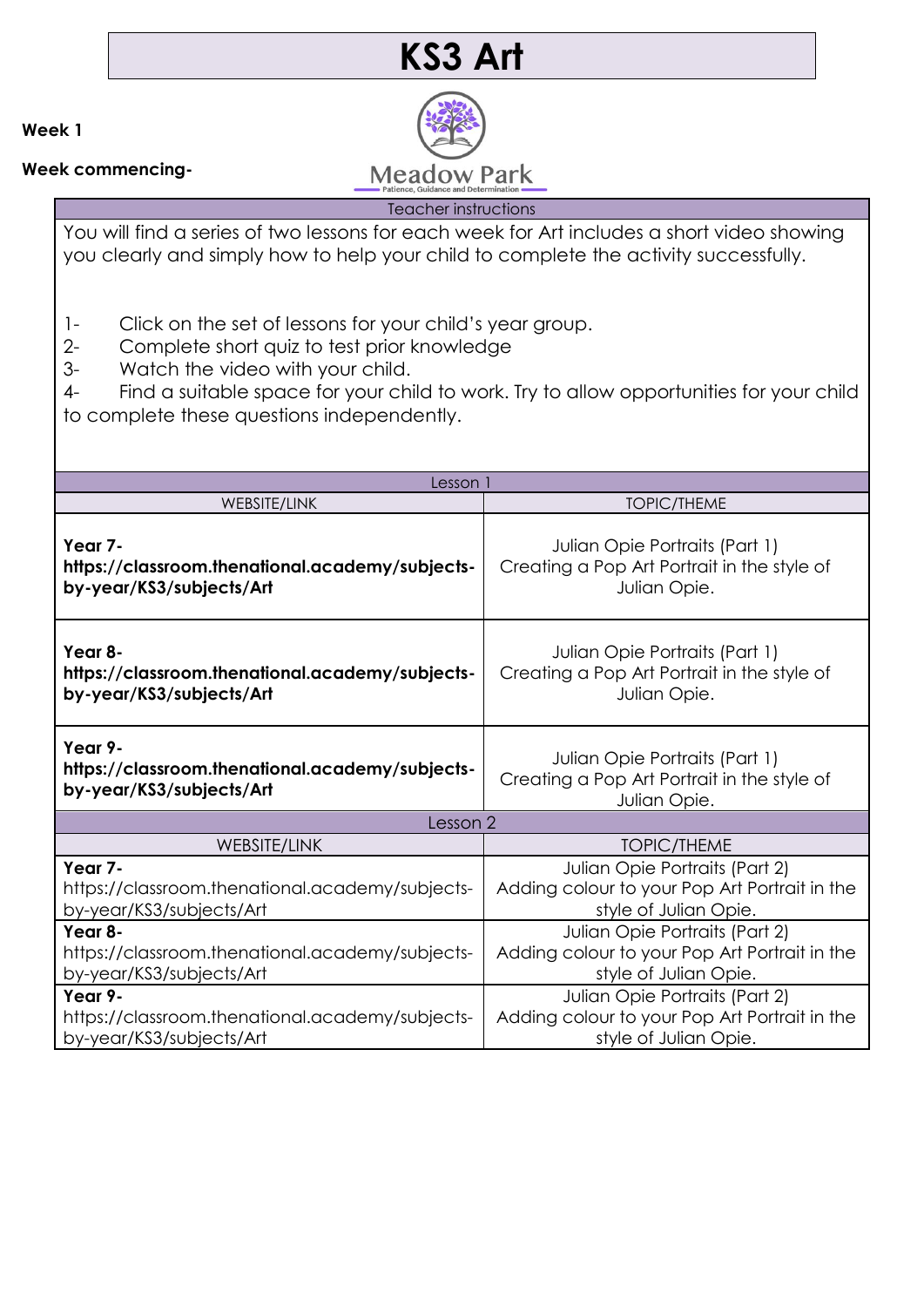# KS3 Art

**Week 1**

**Week commencing-**

Meadow Park
Patience, Guidance and Determination

| Teacher instructions |
|---|
| You will find a series of two lessons for each week for Art includes a short video showing you clearly and simply how to help your child to complete the activity successfully.<br><br>1- Click on the set of lessons for your child's year group.<br>2- Complete short quiz to test prior knowledge<br>3- Watch the video with your child.<br>4- Find a suitable space for your child to work. Try to allow opportunities for your child to complete these questions independently. |

| Lesson 1 | |
|---|---|
| WEBSITE/LINK | TOPIC/THEME |
| **Year 7- https://classroom.thenational.academy/subjects-by-year/KS3/subjects/Art** | Julian Opie Portraits (Part 1) Creating a Pop Art Portrait in the style of Julian Opie. |
| **Year 8- https://classroom.thenational.academy/subjects-by-year/KS3/subjects/Art** | Julian Opie Portraits (Part 1) Creating a Pop Art Portrait in the style of Julian Opie. |
| **Year 9- https://classroom.thenational.academy/subjects-by-year/KS3/subjects/Art** | Julian Opie Portraits (Part 1) Creating a Pop Art Portrait in the style of Julian Opie. |

| Lesson 2 | |
|---|---|
| WEBSITE/LINK | TOPIC/THEME |
| **Year 7-** https://classroom.thenational.academy/subjects-by-year/KS3/subjects/Art | Julian Opie Portraits (Part 2) Adding colour to your Pop Art Portrait in the style of Julian Opie. |
| **Year 8-** https://classroom.thenational.academy/subjects-by-year/KS3/subjects/Art | Julian Opie Portraits (Part 2) Adding colour to your Pop Art Portrait in the style of Julian Opie. |
| **Year 9-** https://classroom.thenational.academy/subjects-by-year/KS3/subjects/Art | Julian Opie Portraits (Part 2) Adding colour to your Pop Art Portrait in the style of Julian Opie. |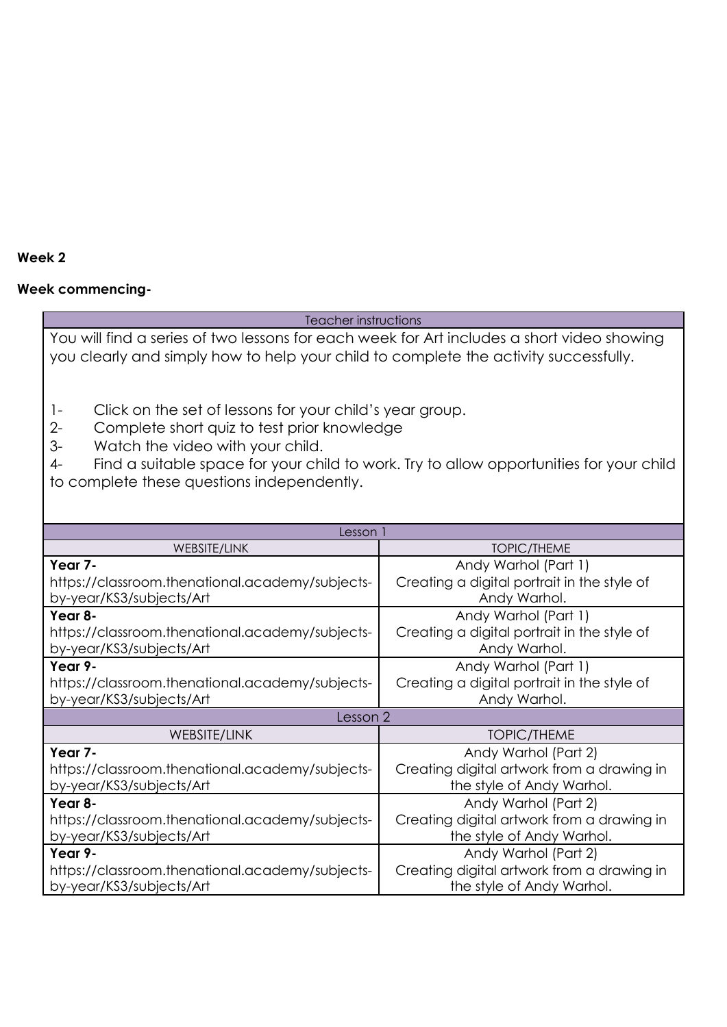**Week 2**

**Week commencing-**

| Teacher instructions |
|---|
| You will find a series of two lessons for each week for Art includes a short video showing you clearly and simply how to help your child to complete the activity successfully.<br><br>1- Click on the set of lessons for your child's year group.<br>2- Complete short quiz to test prior knowledge<br>3- Watch the video with your child.<br>4- Find a suitable space for your child to work. Try to allow opportunities for your child to complete these questions independently. |

| Lesson 1 | |
|---|---|
| WEBSITE/LINK | TOPIC/THEME |
| **Year 7-** https://classroom.thenational.academy/subjects-by-year/KS3/subjects/Art | Andy Warhol (Part 1) Creating a digital portrait in the style of Andy Warhol. |
| **Year 8-** https://classroom.thenational.academy/subjects-by-year/KS3/subjects/Art | Andy Warhol (Part 1) Creating a digital portrait in the style of Andy Warhol. |
| **Year 9-** https://classroom.thenational.academy/subjects-by-year/KS3/subjects/Art | Andy Warhol (Part 1) Creating a digital portrait in the style of Andy Warhol. |
| **Lesson 2** | |
| WEBSITE/LINK | TOPIC/THEME |
| **Year 7-** https://classroom.thenational.academy/subjects-by-year/KS3/subjects/Art | Andy Warhol (Part 2) Creating digital artwork from a drawing in the style of Andy Warhol. |
| **Year 8-** https://classroom.thenational.academy/subjects-by-year/KS3/subjects/Art | Andy Warhol (Part 2) Creating digital artwork from a drawing in the style of Andy Warhol. |
| **Year 9-** https://classroom.thenational.academy/subjects-by-year/KS3/subjects/Art | Andy Warhol (Part 2) Creating digital artwork from a drawing in the style of Andy Warhol. |